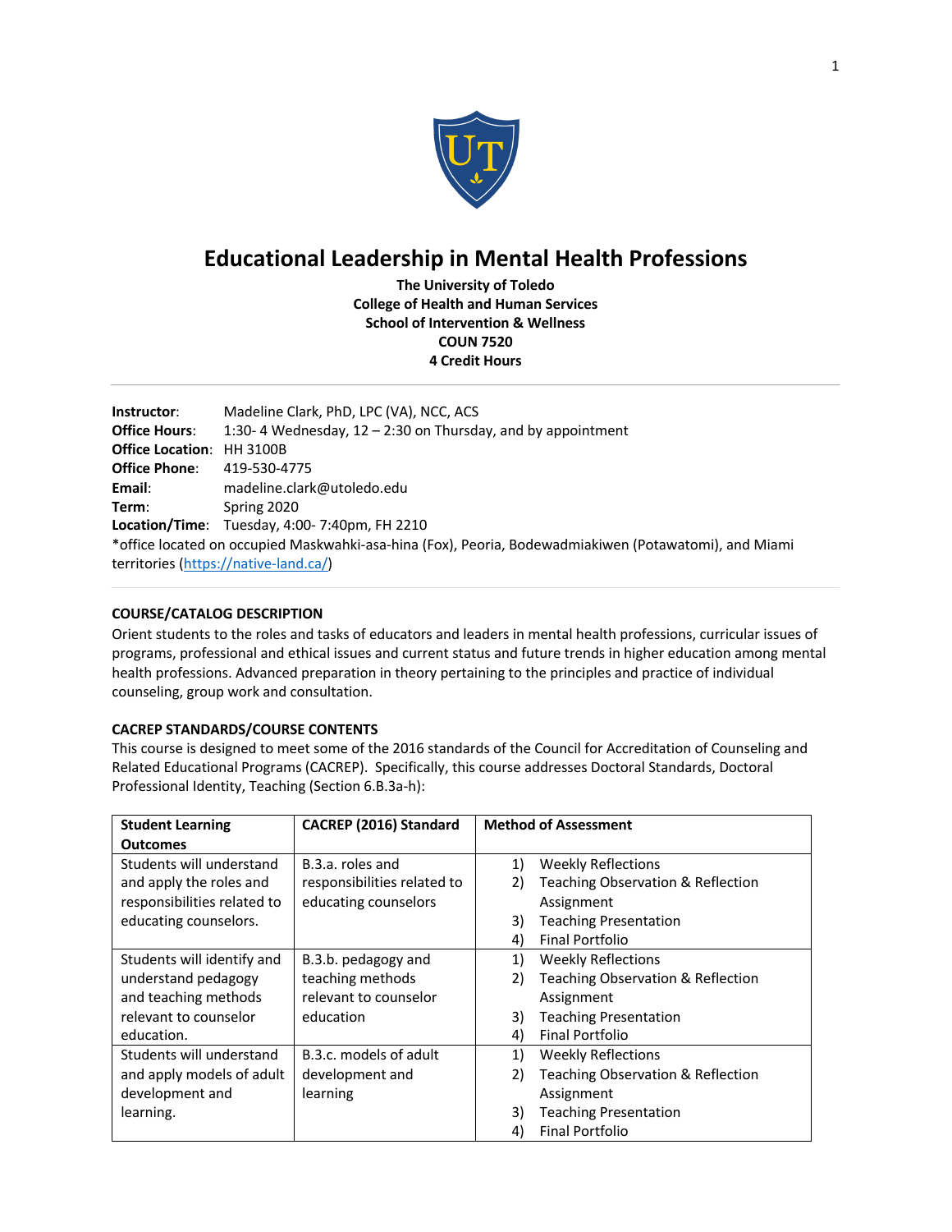# Educational Leadership in Mental Health Professions

**The University of Toledo**
**College of Health and Human Services**
**School of Intervention & Wellness**
**COUN 7520**
**4 Credit Hours**

---

**Instructor**: Madeline Clark, PhD, LPC (VA), NCC, ACS
**Office Hours**: 1:30- 4 Wednesday, 12 – 2:30 on Thursday, and by appointment
**Office Location**: HH 3100B
**Office Phone**: 419-530-4775
**Email**: madeline.clark@utoledo.edu
**Term**: Spring 2020
**Location/Time**: Tuesday, 4:00- 7:40pm, FH 2210
*office located on occupied Maskwahki-asa-hina (Fox), Peoria, Bodewadmiakiwen (Potawatomi), and Miami territories (https://native-land.ca/)

---

## COURSE/CATALOG DESCRIPTION

Orient students to the roles and tasks of educators and leaders in mental health professions, curricular issues of programs, professional and ethical issues and current status and future trends in higher education among mental health professions. Advanced preparation in theory pertaining to the principles and practice of individual counseling, group work and consultation.

## CACREP STANDARDS/COURSE CONTENTS

This course is designed to meet some of the 2016 standards of the Council for Accreditation of Counseling and Related Educational Programs (CACREP). Specifically, this course addresses Doctoral Standards, Doctoral Professional Identity, Teaching (Section 6.B.3a-h):

| Student Learning Outcomes | CACREP (2016) Standard | Method of Assessment |
|---|---|---|
| Students will understand and apply the roles and responsibilities related to educating counselors. | B.3.a. roles and responsibilities related to educating counselors | 1) Weekly Reflections<br>2) Teaching Observation & Reflection Assignment<br>3) Teaching Presentation<br>4) Final Portfolio |
| Students will identify and understand pedagogy and teaching methods relevant to counselor education. | B.3.b. pedagogy and teaching methods relevant to counselor education | 1) Weekly Reflections<br>2) Teaching Observation & Reflection Assignment<br>3) Teaching Presentation<br>4) Final Portfolio |
| Students will understand and apply models of adult development and learning. | B.3.c. models of adult development and learning | 1) Weekly Reflections<br>2) Teaching Observation & Reflection Assignment<br>3) Teaching Presentation<br>4) Final Portfolio |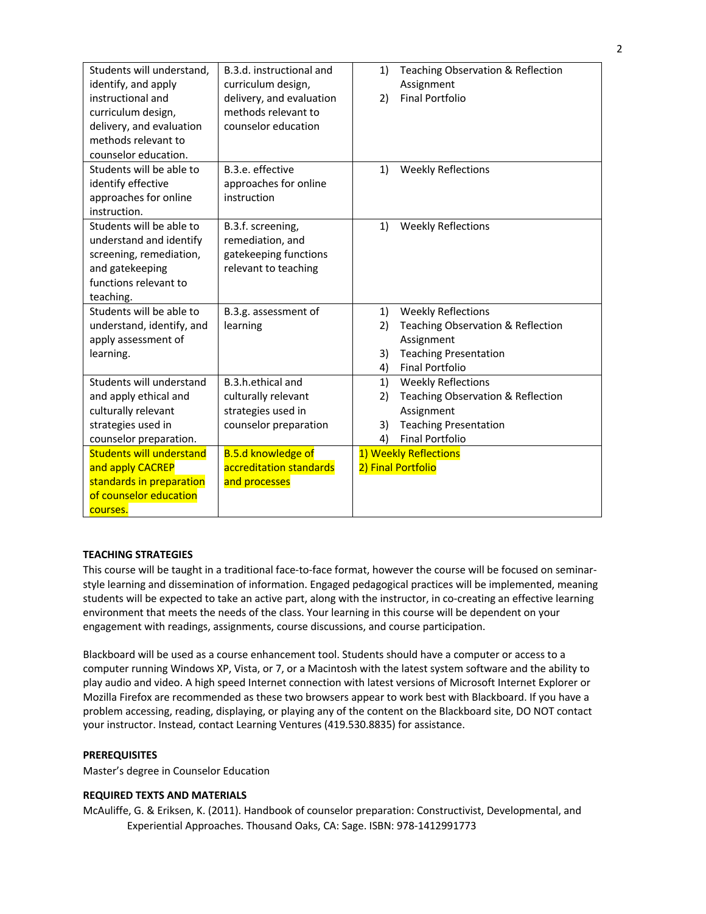| | | |
|---|---|---|
| Students will understand, identify, and apply instructional and curriculum design, delivery, and evaluation methods relevant to counselor education. | B.3.d. instructional and curriculum design, delivery, and evaluation methods relevant to counselor education | 1) Teaching Observation & Reflection Assignment<br>2) Final Portfolio |
| Students will be able to identify effective approaches for online instruction. | B.3.e. effective approaches for online instruction | 1) Weekly Reflections |
| Students will be able to understand and identify screening, remediation, and gatekeeping functions relevant to teaching. | B.3.f. screening, remediation, and gatekeeping functions relevant to teaching | 1) Weekly Reflections |
| Students will be able to understand, identify, and apply assessment of learning. | B.3.g. assessment of learning | 1) Weekly Reflections<br>2) Teaching Observation & Reflection Assignment<br>3) Teaching Presentation<br>4) Final Portfolio |
| Students will understand and apply ethical and culturally relevant strategies used in counselor preparation. | B.3.h.ethical and culturally relevant strategies used in counselor preparation | 1) Weekly Reflections<br>2) Teaching Observation & Reflection Assignment<br>3) Teaching Presentation<br>4) Final Portfolio |
| Students will understand and apply CACREP standards in preparation of counselor education courses. | B.5.d knowledge of accreditation standards and processes | 1) Weekly Reflections<br>2) Final Portfolio |

**TEACHING STRATEGIES**

This course will be taught in a traditional face-to-face format, however the course will be focused on seminar-style learning and dissemination of information. Engaged pedagogical practices will be implemented, meaning students will be expected to take an active part, along with the instructor, in co-creating an effective learning environment that meets the needs of the class. Your learning in this course will be dependent on your engagement with readings, assignments, course discussions, and course participation.

Blackboard will be used as a course enhancement tool. Students should have a computer or access to a computer running Windows XP, Vista, or 7, or a Macintosh with the latest system software and the ability to play audio and video. A high speed Internet connection with latest versions of Microsoft Internet Explorer or Mozilla Firefox are recommended as these two browsers appear to work best with Blackboard. If you have a problem accessing, reading, displaying, or playing any of the content on the Blackboard site, DO NOT contact your instructor. Instead, contact Learning Ventures (419.530.8835) for assistance.

**PREREQUISITES**

Master's degree in Counselor Education

**REQUIRED TEXTS AND MATERIALS**

McAuliffe, G. & Eriksen, K. (2011). Handbook of counselor preparation: Constructivist, Developmental, and Experiential Approaches. Thousand Oaks, CA: Sage. ISBN: 978-1412991773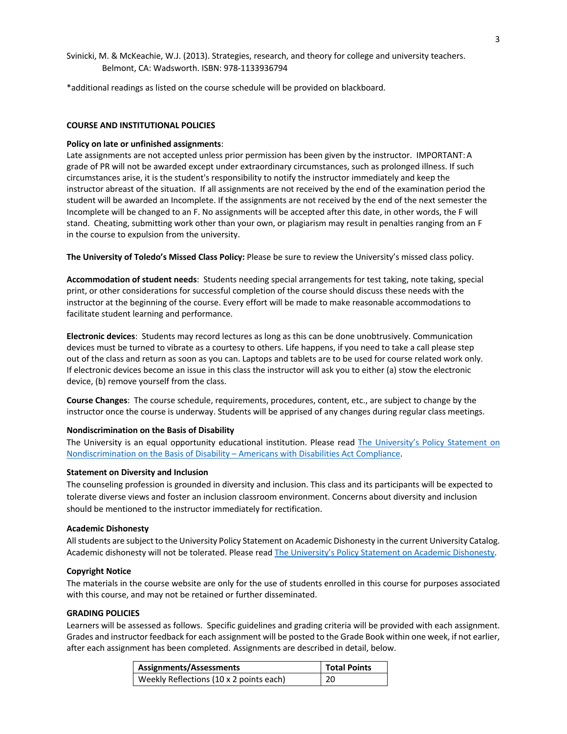Svinicki, M. & McKeachie, W.J. (2013). Strategies, research, and theory for college and university teachers. Belmont, CA: Wadsworth. ISBN: 978-1133936794

*additional readings as listed on the course schedule will be provided on blackboard.

## COURSE AND INSTITUTIONAL POLICIES

**Policy on late or unfinished assignments**:
Late assignments are not accepted unless prior permission has been given by the instructor. IMPORTANT: A grade of PR will not be awarded except under extraordinary circumstances, such as prolonged illness. If such circumstances arise, it is the student's responsibility to notify the instructor immediately and keep the instructor abreast of the situation. If all assignments are not received by the end of the examination period the student will be awarded an Incomplete. If the assignments are not received by the end of the next semester the Incomplete will be changed to an F. No assignments will be accepted after this date, in other words, the F will stand. Cheating, submitting work other than your own, or plagiarism may result in penalties ranging from an F in the course to expulsion from the university.

**The University of Toledo's Missed Class Policy:** Please be sure to review the University's missed class policy.

**Accommodation of student needs**: Students needing special arrangements for test taking, note taking, special print, or other considerations for successful completion of the course should discuss these needs with the instructor at the beginning of the course. Every effort will be made to make reasonable accommodations to facilitate student learning and performance.

**Electronic devices**: Students may record lectures as long as this can be done unobtrusively. Communication devices must be turned to vibrate as a courtesy to others. Life happens, if you need to take a call please step out of the class and return as soon as you can. Laptops and tablets are to be used for course related work only. If electronic devices become an issue in this class the instructor will ask you to either (a) stow the electronic device, (b) remove yourself from the class.

**Course Changes**: The course schedule, requirements, procedures, content, etc., are subject to change by the instructor once the course is underway. Students will be apprised of any changes during regular class meetings.

**Nondiscrimination on the Basis of Disability**
The University is an equal opportunity educational institution. Please read The University's Policy Statement on Nondiscrimination on the Basis of Disability – Americans with Disabilities Act Compliance.

**Statement on Diversity and Inclusion**
The counseling profession is grounded in diversity and inclusion. This class and its participants will be expected to tolerate diverse views and foster an inclusion classroom environment. Concerns about diversity and inclusion should be mentioned to the instructor immediately for rectification.

**Academic Dishonesty**
All students are subject to the University Policy Statement on Academic Dishonesty in the current University Catalog. Academic dishonesty will not be tolerated. Please read The University's Policy Statement on Academic Dishonesty.

**Copyright Notice**
The materials in the course website are only for the use of students enrolled in this course for purposes associated with this course, and may not be retained or further disseminated.

## GRADING POLICIES

Learners will be assessed as follows. Specific guidelines and grading criteria will be provided with each assignment. Grades and instructor feedback for each assignment will be posted to the Grade Book within one week, if not earlier, after each assignment has been completed. Assignments are described in detail, below.

| Assignments/Assessments | Total Points |
|---|---|
| Weekly Reflections (10 x 2 points each) | 20 |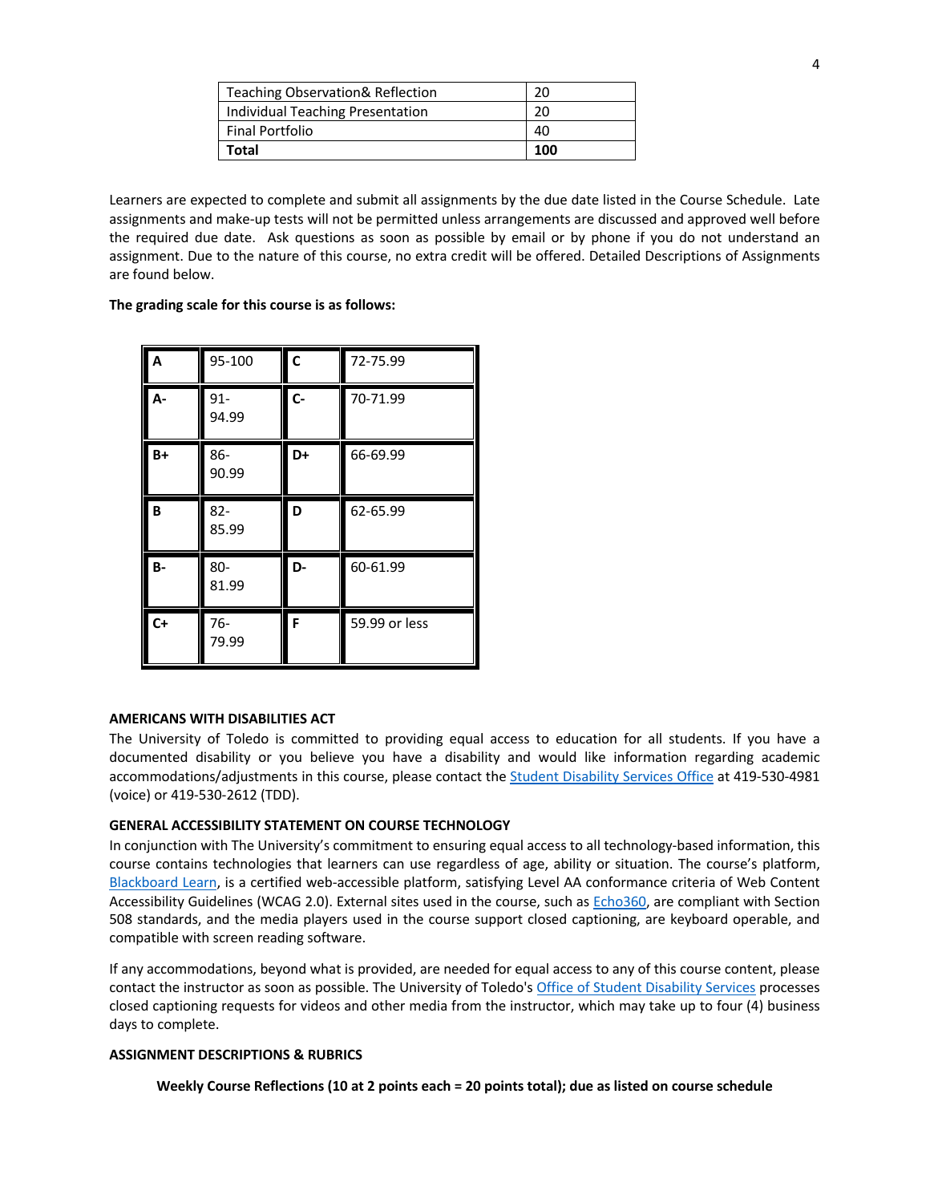| Teaching Observation& Reflection | 20 |
|---|---|
| Individual Teaching Presentation | 20 |
| Final Portfolio | 40 |
| **Total** | **100** |

Learners are expected to complete and submit all assignments by the due date listed in the Course Schedule. Late assignments and make-up tests will not be permitted unless arrangements are discussed and approved well before the required due date. Ask questions as soon as possible by email or by phone if you do not understand an assignment. Due to the nature of this course, no extra credit will be offered. Detailed Descriptions of Assignments are found below.

**The grading scale for this course is as follows:**

| **A** | 95-100 | **C** | 72-75.99 |
|---|---|---|---|
| **A-** | 91-94.99 | **C-** | 70-71.99 |
| **B+** | 86-90.99 | **D+** | 66-69.99 |
| **B** | 82-85.99 | **D** | 62-65.99 |
| **B-** | 80-81.99 | **D-** | 60-61.99 |
| **C+** | 76-79.99 | **F** | 59.99 or less |

**AMERICANS WITH DISABILITIES ACT**

The University of Toledo is committed to providing equal access to education for all students. If you have a documented disability or you believe you have a disability and would like information regarding academic accommodations/adjustments in this course, please contact the Student Disability Services Office at 419-530-4981 (voice) or 419-530-2612 (TDD).

**GENERAL ACCESSIBILITY STATEMENT ON COURSE TECHNOLOGY**

In conjunction with The University's commitment to ensuring equal access to all technology-based information, this course contains technologies that learners can use regardless of age, ability or situation. The course's platform, Blackboard Learn, is a certified web-accessible platform, satisfying Level AA conformance criteria of Web Content Accessibility Guidelines (WCAG 2.0). External sites used in the course, such as Echo360, are compliant with Section 508 standards, and the media players used in the course support closed captioning, are keyboard operable, and compatible with screen reading software.

If any accommodations, beyond what is provided, are needed for equal access to any of this course content, please contact the instructor as soon as possible. The University of Toledo's Office of Student Disability Services processes closed captioning requests for videos and other media from the instructor, which may take up to four (4) business days to complete.

**ASSIGNMENT DESCRIPTIONS & RUBRICS**

**Weekly Course Reflections (10 at 2 points each = 20 points total); due as listed on course schedule**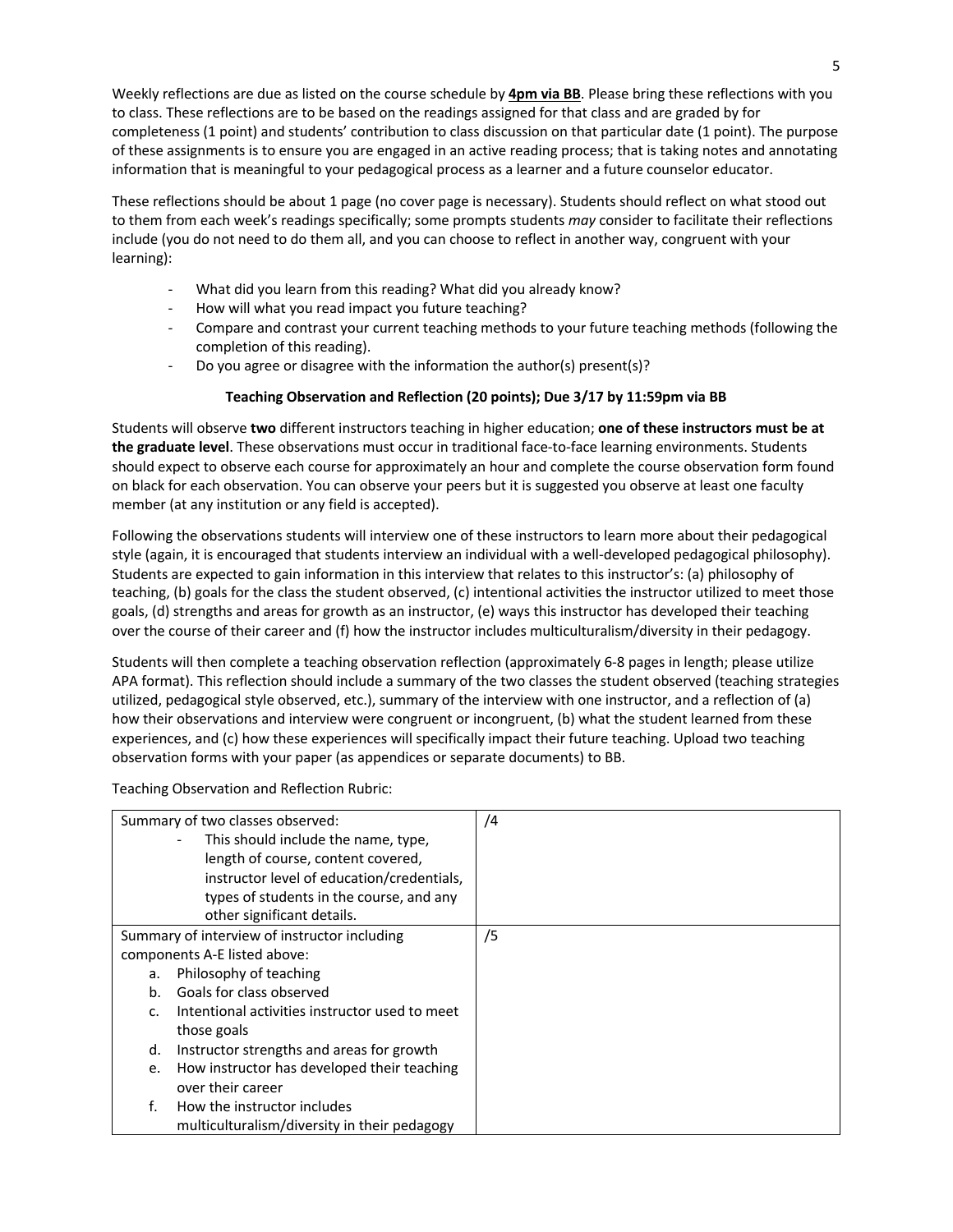Weekly reflections are due as listed on the course schedule by **4pm via BB**. Please bring these reflections with you to class. These reflections are to be based on the readings assigned for that class and are graded by for completeness (1 point) and students' contribution to class discussion on that particular date (1 point). The purpose of these assignments is to ensure you are engaged in an active reading process; that is taking notes and annotating information that is meaningful to your pedagogical process as a learner and a future counselor educator.

These reflections should be about 1 page (no cover page is necessary). Students should reflect on what stood out to them from each week's readings specifically; some prompts students *may* consider to facilitate their reflections include (you do not need to do them all, and you can choose to reflect in another way, congruent with your learning):

- What did you learn from this reading? What did you already know?
- How will what you read impact you future teaching?
- Compare and contrast your current teaching methods to your future teaching methods (following the completion of this reading).
- Do you agree or disagree with the information the author(s) present(s)?

**Teaching Observation and Reflection (20 points); Due 3/17 by 11:59pm via BB**

Students will observe **two** different instructors teaching in higher education; **one of these instructors must be at the graduate level**. These observations must occur in traditional face-to-face learning environments. Students should expect to observe each course for approximately an hour and complete the course observation form found on black for each observation. You can observe your peers but it is suggested you observe at least one faculty member (at any institution or any field is accepted).

Following the observations students will interview one of these instructors to learn more about their pedagogical style (again, it is encouraged that students interview an individual with a well-developed pedagogical philosophy). Students are expected to gain information in this interview that relates to this instructor's: (a) philosophy of teaching, (b) goals for the class the student observed, (c) intentional activities the instructor utilized to meet those goals, (d) strengths and areas for growth as an instructor, (e) ways this instructor has developed their teaching over the course of their career and (f) how the instructor includes multiculturalism/diversity in their pedagogy.

Students will then complete a teaching observation reflection (approximately 6-8 pages in length; please utilize APA format). This reflection should include a summary of the two classes the student observed (teaching strategies utilized, pedagogical style observed, etc.), summary of the interview with one instructor, and a reflection of (a) how their observations and interview were congruent or incongruent, (b) what the student learned from these experiences, and (c) how these experiences will specifically impact their future teaching. Upload two teaching observation forms with your paper (as appendices or separate documents) to BB.

Teaching Observation and Reflection Rubric:

| | |
|---|---|
| Summary of two classes observed:<br>- This should include the name, type, length of course, content covered, instructor level of education/credentials, types of students in the course, and any other significant details. | /4 |
| Summary of interview of instructor including components A-E listed above:<br>a. Philosophy of teaching<br>b. Goals for class observed<br>c. Intentional activities instructor used to meet those goals<br>d. Instructor strengths and areas for growth<br>e. How instructor has developed their teaching over their career<br>f. How the instructor includes multiculturalism/diversity in their pedagogy | /5 |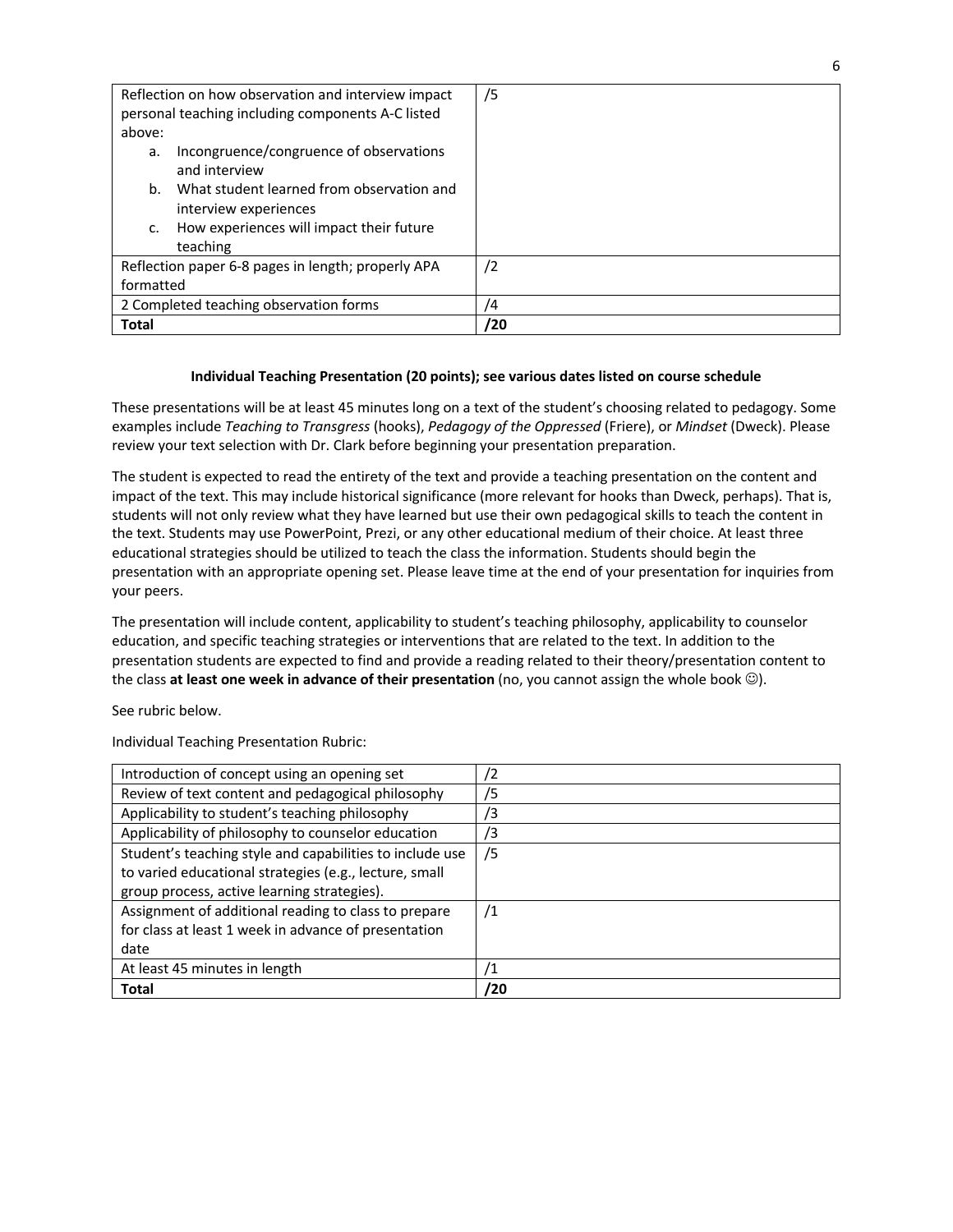| | |
|---|---|
| Reflection on how observation and interview impact personal teaching including components A-C listed above:<br>a. Incongruence/congruence of observations and interview<br>b. What student learned from observation and interview experiences<br>c. How experiences will impact their future teaching | /5 |
| Reflection paper 6-8 pages in length; properly APA formatted | /2 |
| 2 Completed teaching observation forms | /4 |
| **Total** | **/20** |

**Individual Teaching Presentation (20 points); see various dates listed on course schedule**

These presentations will be at least 45 minutes long on a text of the student's choosing related to pedagogy. Some examples include *Teaching to Transgress* (hooks), *Pedagogy of the Oppressed* (Friere), or *Mindset* (Dweck). Please review your text selection with Dr. Clark before beginning your presentation preparation.

The student is expected to read the entirety of the text and provide a teaching presentation on the content and impact of the text. This may include historical significance (more relevant for hooks than Dweck, perhaps). That is, students will not only review what they have learned but use their own pedagogical skills to teach the content in the text. Students may use PowerPoint, Prezi, or any other educational medium of their choice. At least three educational strategies should be utilized to teach the class the information. Students should begin the presentation with an appropriate opening set. Please leave time at the end of your presentation for inquiries from your peers.

The presentation will include content, applicability to student's teaching philosophy, applicability to counselor education, and specific teaching strategies or interventions that are related to the text. In addition to the presentation students are expected to find and provide a reading related to their theory/presentation content to the class **at least one week in advance of their presentation** (no, you cannot assign the whole book ☺).

See rubric below.

Individual Teaching Presentation Rubric:

| | |
|---|---|
| Introduction of concept using an opening set | /2 |
| Review of text content and pedagogical philosophy | /5 |
| Applicability to student's teaching philosophy | /3 |
| Applicability of philosophy to counselor education | /3 |
| Student's teaching style and capabilities to include use to varied educational strategies (e.g., lecture, small group process, active learning strategies). | /5 |
| Assignment of additional reading to class to prepare for class at least 1 week in advance of presentation date | /1 |
| At least 45 minutes in length | /1 |
| **Total** | **/20** |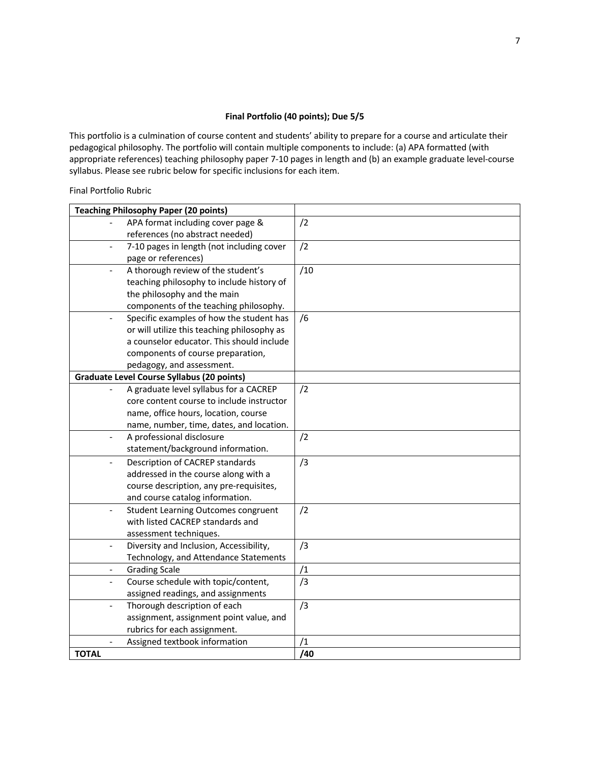**Final Portfolio (40 points); Due 5/5**

This portfolio is a culmination of course content and students' ability to prepare for a course and articulate their pedagogical philosophy. The portfolio will contain multiple components to include: (a) APA formatted (with appropriate references) teaching philosophy paper 7-10 pages in length and (b) an example graduate level-course syllabus. Please see rubric below for specific inclusions for each item.

Final Portfolio Rubric

| **Teaching Philosophy Paper (20 points)** | |
|---|---|
| - APA format including cover page & references (no abstract needed) | /2 |
| - 7-10 pages in length (not including cover page or references) | /2 |
| - A thorough review of the student's teaching philosophy to include history of the philosophy and the main components of the teaching philosophy. | /10 |
| - Specific examples of how the student has or will utilize this teaching philosophy as a counselor educator. This should include components of course preparation, pedagogy, and assessment. | /6 |
| **Graduate Level Course Syllabus (20 points)** | |
| - A graduate level syllabus for a CACREP core content course to include instructor name, office hours, location, course name, number, time, dates, and location. | /2 |
| - A professional disclosure statement/background information. | /2 |
| - Description of CACREP standards addressed in the course along with a course description, any pre-requisites, and course catalog information. | /3 |
| - Student Learning Outcomes congruent with listed CACREP standards and assessment techniques. | /2 |
| - Diversity and Inclusion, Accessibility, Technology, and Attendance Statements | /3 |
| - Grading Scale | /1 |
| - Course schedule with topic/content, assigned readings, and assignments | /3 |
| - Thorough description of each assignment, assignment point value, and rubrics for each assignment. | /3 |
| - Assigned textbook information | /1 |
| **TOTAL** | **/40** |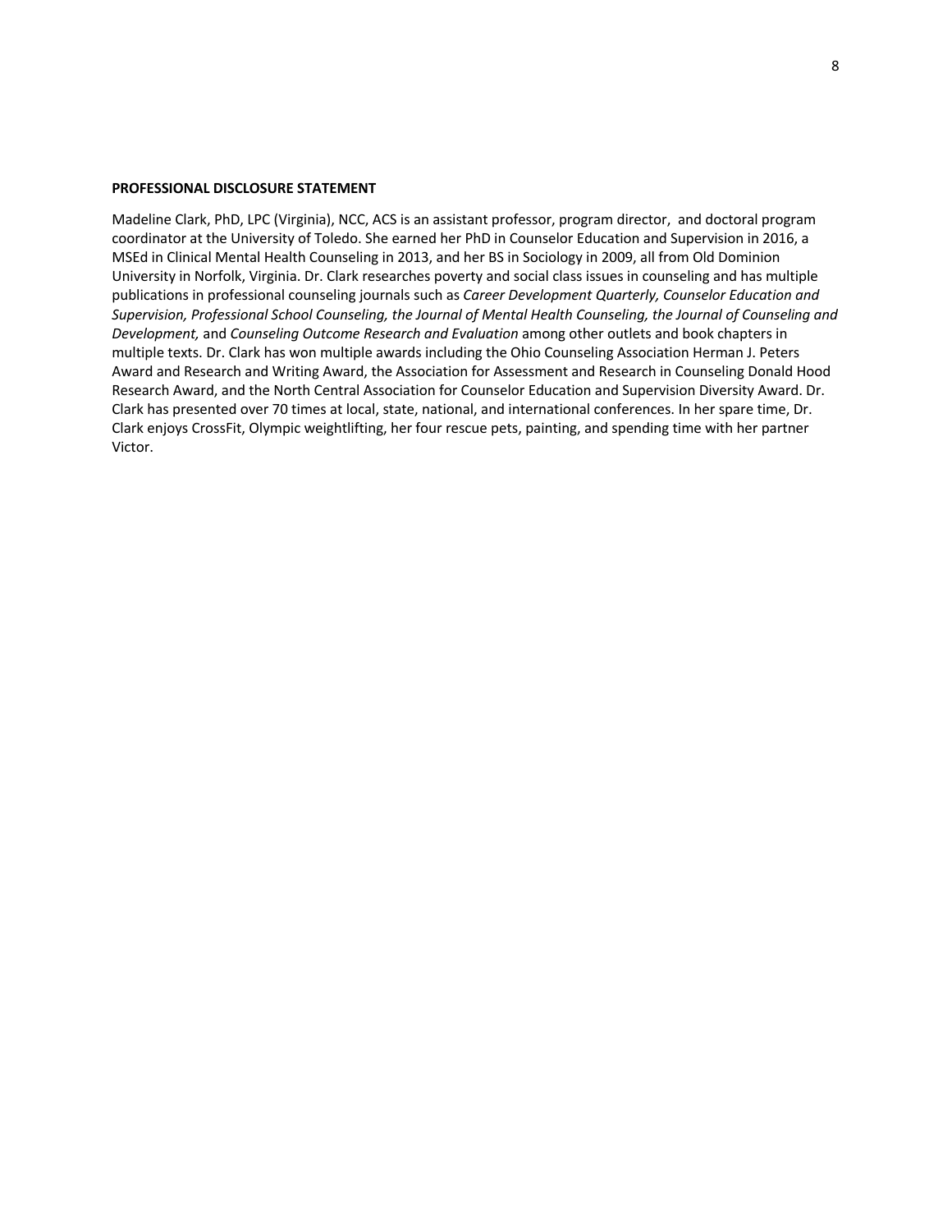**PROFESSIONAL DISCLOSURE STATEMENT**

Madeline Clark, PhD, LPC (Virginia), NCC, ACS is an assistant professor, program director, and doctoral program coordinator at the University of Toledo. She earned her PhD in Counselor Education and Supervision in 2016, a MSEd in Clinical Mental Health Counseling in 2013, and her BS in Sociology in 2009, all from Old Dominion University in Norfolk, Virginia. Dr. Clark researches poverty and social class issues in counseling and has multiple publications in professional counseling journals such as *Career Development Quarterly, Counselor Education and Supervision, Professional School Counseling, the Journal of Mental Health Counseling, the Journal of Counseling and Development,* and *Counseling Outcome Research and Evaluation* among other outlets and book chapters in multiple texts. Dr. Clark has won multiple awards including the Ohio Counseling Association Herman J. Peters Award and Research and Writing Award, the Association for Assessment and Research in Counseling Donald Hood Research Award, and the North Central Association for Counselor Education and Supervision Diversity Award. Dr. Clark has presented over 70 times at local, state, national, and international conferences. In her spare time, Dr. Clark enjoys CrossFit, Olympic weightlifting, her four rescue pets, painting, and spending time with her partner Victor.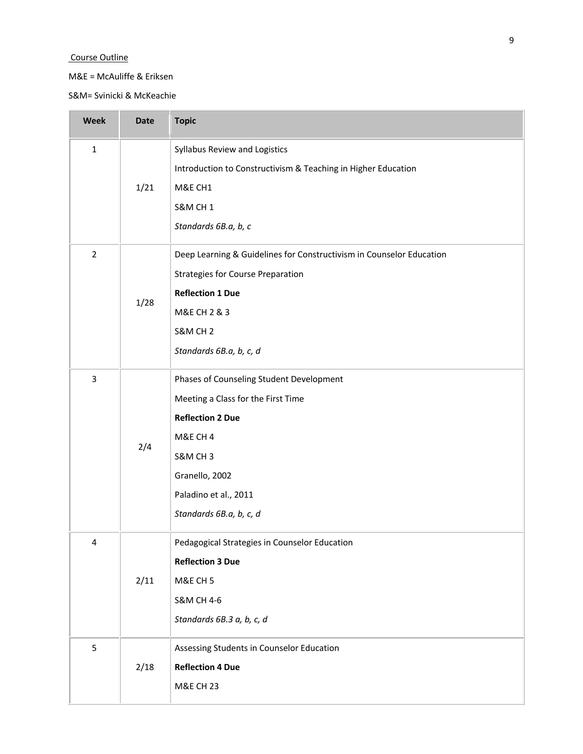Course Outline

M&E = McAuliffe & Eriksen

S&M= Svinicki & McKeachie

| Week | Date | Topic |
|---|---|---|
| 1 | 1/21 | Syllabus Review and Logistics<br>Introduction to Constructivism & Teaching in Higher Education<br>M&E CH1<br>S&M CH 1<br>*Standards 6B.a, b, c* |
| 2 | 1/28 | Deep Learning & Guidelines for Constructivism in Counselor Education<br>Strategies for Course Preparation<br>**Reflection 1 Due**<br>M&E CH 2 & 3<br>S&M CH 2<br>*Standards 6B.a, b, c, d* |
| 3 | 2/4 | Phases of Counseling Student Development<br>Meeting a Class for the First Time<br>**Reflection 2 Due**<br>M&E CH 4<br>S&M CH 3<br>Granello, 2002<br>Paladino et al., 2011<br>*Standards 6B.a, b, c, d* |
| 4 | 2/11 | Pedagogical Strategies in Counselor Education<br>**Reflection 3 Due**<br>M&E CH 5<br>S&M CH 4-6<br>*Standards 6B.3 a, b, c, d* |
| 5 | 2/18 | Assessing Students in Counselor Education<br>**Reflection 4 Due**<br>M&E CH 23 |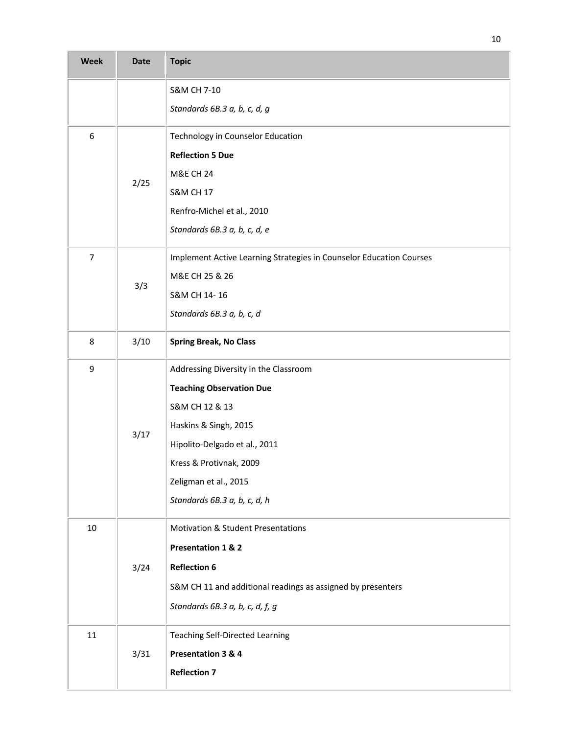| Week | Date | Topic |
|---|---|---|
| | | S&M CH 7-10<br>*Standards 6B.3 a, b, c, d, g* |
| 6 | 2/25 | Technology in Counselor Education<br>**Reflection 5 Due**<br>M&E CH 24<br>S&M CH 17<br>Renfro-Michel et al., 2010<br>*Standards 6B.3 a, b, c, d, e* |
| 7 | 3/3 | Implement Active Learning Strategies in Counselor Education Courses<br>M&E CH 25 & 26<br>S&M CH 14- 16<br>*Standards 6B.3 a, b, c, d* |
| 8 | 3/10 | **Spring Break, No Class** |
| 9 | 3/17 | Addressing Diversity in the Classroom<br>**Teaching Observation Due**<br>S&M CH 12 & 13<br>Haskins & Singh, 2015<br>Hipolito-Delgado et al., 2011<br>Kress & Protivnak, 2009<br>Zeligman et al., 2015<br>*Standards 6B.3 a, b, c, d, h* |
| 10 | 3/24 | Motivation & Student Presentations<br>**Presentation 1 & 2**<br>**Reflection 6**<br>S&M CH 11 and additional readings as assigned by presenters<br>*Standards 6B.3 a, b, c, d, f, g* |
| 11 | 3/31 | Teaching Self-Directed Learning<br>**Presentation 3 & 4**<br>**Reflection 7** |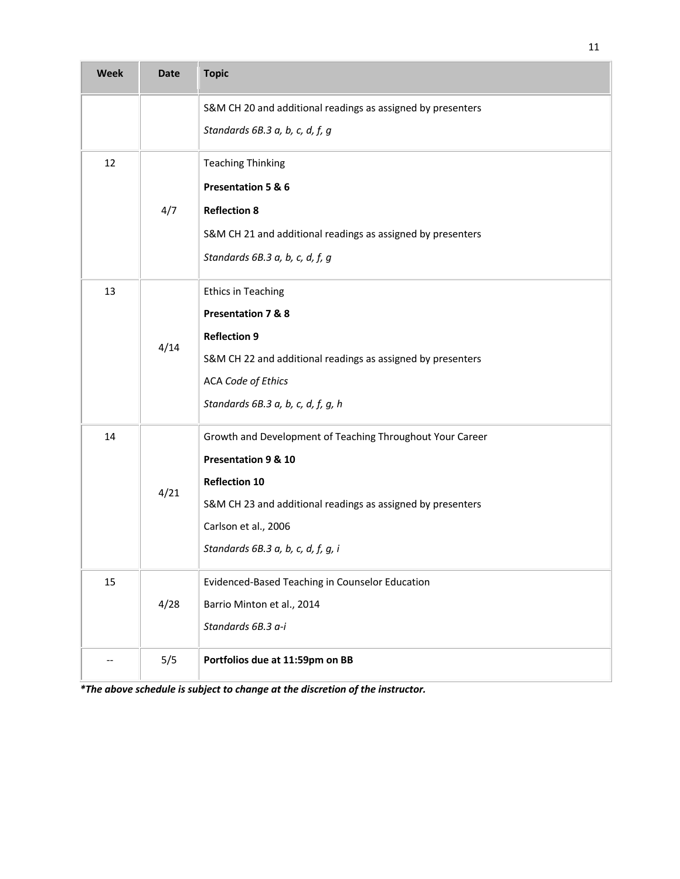| Week | Date | Topic |
|---|---|---|
| | | S&M CH 20 and additional readings as assigned by presenters<br>*Standards 6B.3 a, b, c, d, f, g* |
| 12 | 4/7 | Teaching Thinking<br>**Presentation 5 & 6**<br>**Reflection 8**<br>S&M CH 21 and additional readings as assigned by presenters<br>*Standards 6B.3 a, b, c, d, f, g* |
| 13 | 4/14 | Ethics in Teaching<br>**Presentation 7 & 8**<br>**Reflection 9**<br>S&M CH 22 and additional readings as assigned by presenters<br>ACA *Code of Ethics*<br>*Standards 6B.3 a, b, c, d, f, g, h* |
| 14 | 4/21 | Growth and Development of Teaching Throughout Your Career<br>**Presentation 9 & 10**<br>**Reflection 10**<br>S&M CH 23 and additional readings as assigned by presenters<br>Carlson et al., 2006<br>*Standards 6B.3 a, b, c, d, f, g, i* |
| 15 | 4/28 | Evidenced-Based Teaching in Counselor Education<br>Barrio Minton et al., 2014<br>*Standards 6B.3 a-i* |
| -- | 5/5 | **Portfolios due at 11:59pm on BB** |

***The above schedule is subject to change at the discretion of the instructor.***